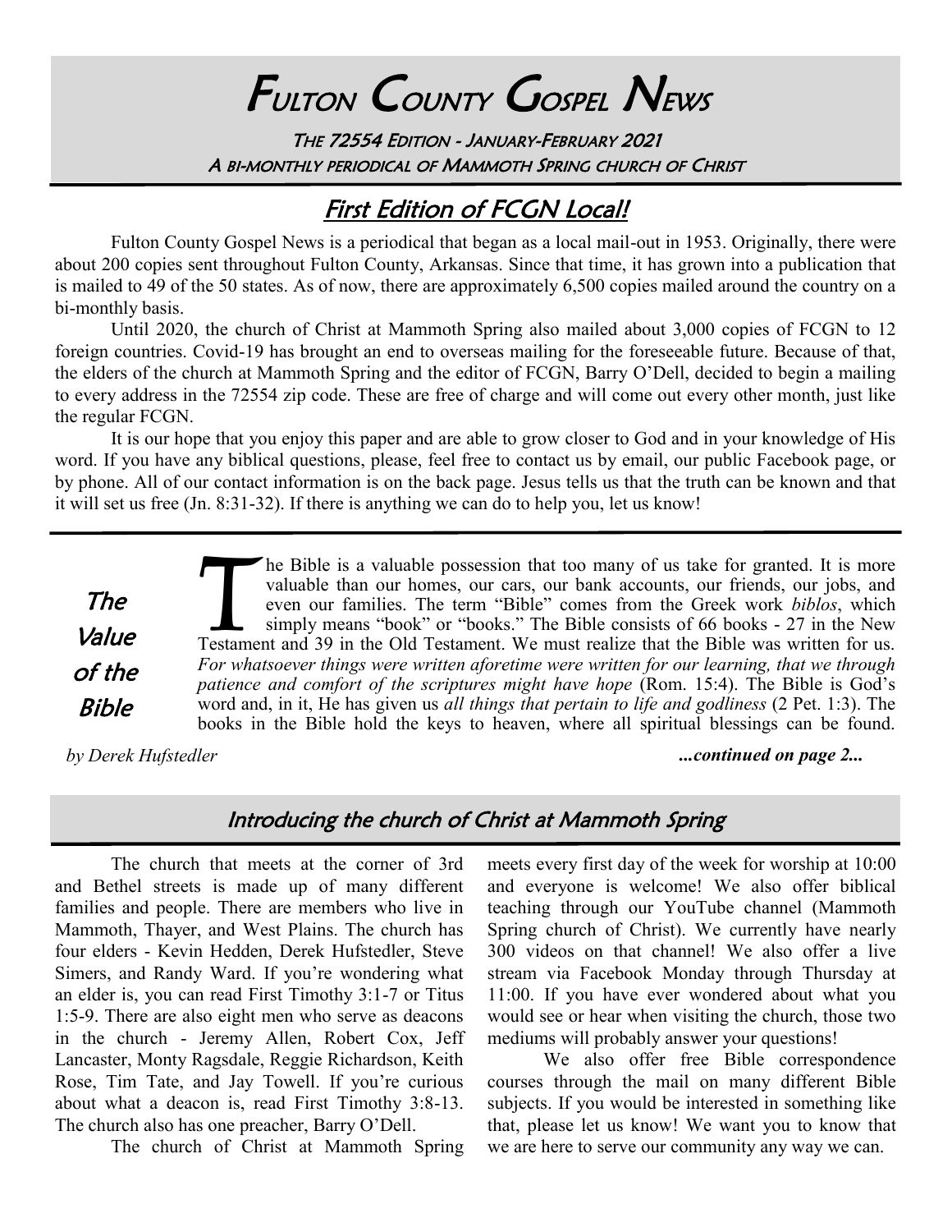# Fulton County Gospel News

The 72554 Edition - January-February 2021

A bi-monthly periodical of Mammoth Spring church of Christ

## First Edition of FCGN Local!

Fulton County Gospel News is a periodical that began as a local mail-out in 1953. Originally, there were about 200 copies sent throughout Fulton County, Arkansas. Since that time, it has grown into a publication that is mailed to 49 of the 50 states. As of now, there are approximately 6,500 copies mailed around the country on a bi-monthly basis.

Until 2020, the church of Christ at Mammoth Spring also mailed about 3,000 copies of FCGN to 12 foreign countries. Covid-19 has brought an end to overseas mailing for the foreseeable future. Because of that, the elders of the church at Mammoth Spring and the editor of FCGN, Barry O'Dell, decided to begin a mailing to every address in the 72554 zip code. These are free of charge and will come out every other month, just like the regular FCGN.

It is our hope that you enjoy this paper and are able to grow closer to God and in your knowledge of His word. If you have any biblical questions, please, feel free to contact us by email, our public Facebook page, or by phone. All of our contact information is on the back page. Jesus tells us that the truth can be known and that it will set us free (Jn. 8:31-32). If there is anything we can do to help you, let us know!

## The Value of the Bible

*by Derek Hufstedler*

The Bible is a valuable possession that too many of us take for granted. It is more valuable than our homes, our cars, our bank accounts, our friends, our jobs, and even our families. The term "Bible" comes from the Greek work *biblos*, which simply means "book" or "books." The Bible consists of 66 books - 27 in the New Testament and 39 in the Old Testament. We must realize that the Bible was written for us. *For whatsoever things were written aforetime were written for our learning, that we through patience and comfort of the scriptures might have hope* (Rom. 15:4). The Bible is God's word and, in it, He has given us *all things that pertain to life and godliness* (2 Pet. 1:3). The books in the Bible hold the keys to heaven, where all spiritual blessings can be found.

***...continued on page 2...***

## Introducing the church of Christ at Mammoth Spring

The church that meets at the corner of 3rd and Bethel streets is made up of many different families and people. There are members who live in Mammoth, Thayer, and West Plains. The church has four elders - Kevin Hedden, Derek Hufstedler, Steve Simers, and Randy Ward. If you're wondering what an elder is, you can read First Timothy 3:1-7 or Titus 1:5-9. There are also eight men who serve as deacons in the church - Jeremy Allen, Robert Cox, Jeff Lancaster, Monty Ragsdale, Reggie Richardson, Keith Rose, Tim Tate, and Jay Towell. If you're curious about what a deacon is, read First Timothy 3:8-13. The church also has one preacher, Barry O'Dell.

The church of Christ at Mammoth Spring meets every first day of the week for worship at 10:00 and everyone is welcome! We also offer biblical teaching through our YouTube channel (Mammoth Spring church of Christ). We currently have nearly 300 videos on that channel! We also offer a live stream via Facebook Monday through Thursday at 11:00. If you have ever wondered about what you would see or hear when visiting the church, those two mediums will probably answer your questions!

We also offer free Bible correspondence courses through the mail on many different Bible subjects. If you would be interested in something like that, please let us know! We want you to know that we are here to serve our community any way we can.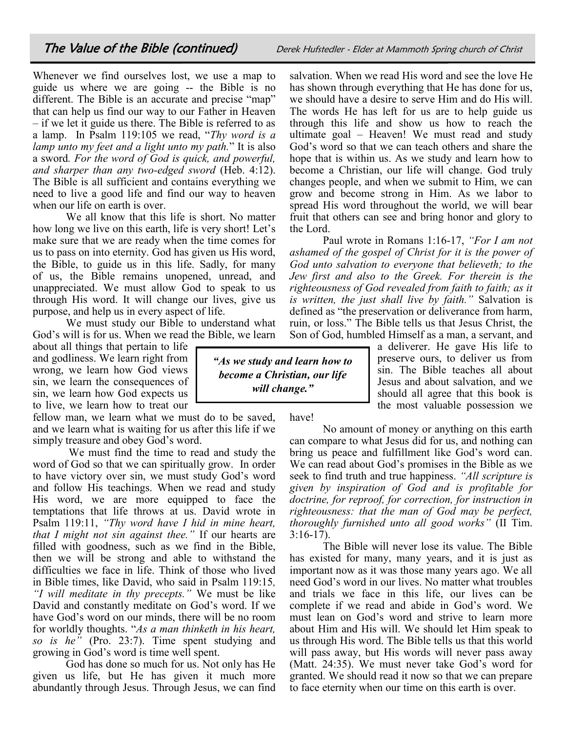## The Value of the Bible (continued)

*Derek Hufstedler - Elder at Mammoth Spring church of Christ*

Whenever we find ourselves lost, we use a map to guide us where we are going -- the Bible is no different. The Bible is an accurate and precise "map" that can help us find our way to our Father in Heaven – if we let it guide us there. The Bible is referred to as a lamp. In Psalm 119:105 we read, "*Thy word is a lamp unto my feet and a light unto my path.*" It is also a sword*. For the word of God is quick, and powerful, and sharper than any two-edged sword* (Heb. 4:12). The Bible is all sufficient and contains everything we need to live a good life and find our way to heaven when our life on earth is over.

We all know that this life is short. No matter how long we live on this earth, life is very short! Let's make sure that we are ready when the time comes for us to pass on into eternity. God has given us His word, the Bible, to guide us in this life. Sadly, for many of us, the Bible remains unopened, unread, and unappreciated. We must allow God to speak to us through His word. It will change our lives, give us purpose, and help us in every aspect of life.

We must study our Bible to understand what God's will is for us. When we read the Bible, we learn about all things that pertain to life and godliness. We learn right from wrong, we learn how God views sin, we learn the consequences of sin, we learn how God expects us to live, we learn how to treat our fellow man, we learn what we must do to be saved, and we learn what is waiting for us after this life if we simply treasure and obey God's word.

> ***"As we study and learn how to become a Christian, our life will change."***

We must find the time to read and study the word of God so that we can spiritually grow. In order to have victory over sin, we must study God's word and follow His teachings. When we read and study His word, we are more equipped to face the temptations that life throws at us. David wrote in Psalm 119:11, *"Thy word have I hid in mine heart, that I might not sin against thee."* If our hearts are filled with goodness, such as we find in the Bible, then we will be strong and able to withstand the difficulties we face in life. Think of those who lived in Bible times, like David, who said in Psalm 119:15*, "I will meditate in thy precepts."* We must be like David and constantly meditate on God's word. If we have God's word on our minds, there will be no room for worldly thoughts. "*As a man thinketh in his heart, so is he"* (Pro. 23:7). Time spent studying and growing in God's word is time well spent.

God has done so much for us. Not only has He given us life, but He has given it much more abundantly through Jesus. Through Jesus, we can find salvation. When we read His word and see the love He has shown through everything that He has done for us, we should have a desire to serve Him and do His will. The words He has left for us are to help guide us through this life and show us how to reach the ultimate goal – Heaven! We must read and study God's word so that we can teach others and share the hope that is within us. As we study and learn how to become a Christian, our life will change. God truly changes people, and when we submit to Him, we can grow and become strong in Him. As we labor to spread His word throughout the world, we will bear fruit that others can see and bring honor and glory to the Lord.

Paul wrote in Romans 1:16-17, *"For I am not ashamed of the gospel of Christ for it is the power of God unto salvation to everyone that believeth; to the Jew first and also to the Greek. For therein is the righteousness of God revealed from faith to faith; as it is written, the just shall live by faith."* Salvation is defined as "the preservation or deliverance from harm, ruin, or loss." The Bible tells us that Jesus Christ, the Son of God, humbled Himself as a man, a servant, and a deliverer. He gave His life to preserve ours, to deliver us from sin. The Bible teaches all about Jesus and about salvation, and we should all agree that this book is the most valuable possession we have!

No amount of money or anything on this earth can compare to what Jesus did for us, and nothing can bring us peace and fulfillment like God's word can. We can read about God's promises in the Bible as we seek to find truth and true happiness. *"All scripture is given by inspiration of God and is profitable for doctrine, for reproof, for correction, for instruction in righteousness: that the man of God may be perfect, thoroughly furnished unto all good works"* (II Tim. 3:16-17).

The Bible will never lose its value. The Bible has existed for many, many years, and it is just as important now as it was those many years ago. We all need God's word in our lives. No matter what troubles and trials we face in this life, our lives can be complete if we read and abide in God's word. We must lean on God's word and strive to learn more about Him and His will. We should let Him speak to us through His word. The Bible tells us that this world will pass away, but His words will never pass away (Matt. 24:35). We must never take God's word for granted. We should read it now so that we can prepare to face eternity when our time on this earth is over.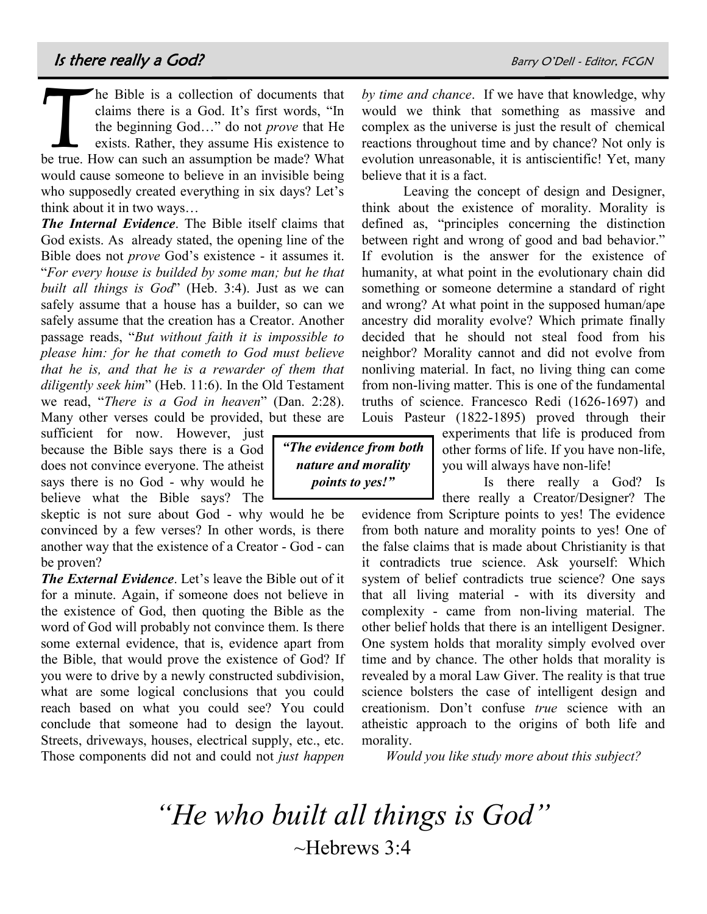## Is there really a God?

Barry O'Dell - Editor, FCGN

The Bible is a collection of documents that claims there is a God. It's first words, "In the beginning God…" do not *prove* that He exists. Rather, they assume His existence to be true. How can such an assumption be made? What would cause someone to believe in an invisible being who supposedly created everything in six days? Let's think about it in two ways…

***The Internal Evidence***. The Bible itself claims that God exists. As already stated, the opening line of the Bible does not *prove* God's existence - it assumes it. "*For every house is builded by some man; but he that built all things is God*" (Heb. 3:4). Just as we can safely assume that a house has a builder, so can we safely assume that the creation has a Creator. Another passage reads, "*But without faith it is impossible to please him: for he that cometh to God must believe that he is, and that he is a rewarder of them that diligently seek him*" (Heb. 11:6). In the Old Testament we read, "*There is a God in heaven*" (Dan. 2:28). Many other verses could be provided, but these are sufficient for now. However, just because the Bible says there is a God does not convince everyone. The atheist says there is no God - why would he believe what the Bible says? The skeptic is not sure about God - why would he be convinced by a few verses? In other words, is there another way that the existence of a Creator - God - can be proven?

***The External Evidence***. Let's leave the Bible out of it for a minute. Again, if someone does not believe in the existence of God, then quoting the Bible as the word of God will probably not convince them. Is there some external evidence, that is, evidence apart from the Bible, that would prove the existence of God? If you were to drive by a newly constructed subdivision, what are some logical conclusions that you could reach based on what you could see? You could conclude that someone had to design the layout. Streets, driveways, houses, electrical supply, etc., etc. Those components did not and could not *just happen by time and chance*. If we have that knowledge, why would we think that something as massive and complex as the universe is just the result of chemical reactions throughout time and by chance? Not only is evolution unreasonable, it is antiscientific! Yet, many believe that it is a fact.

Leaving the concept of design and Designer, think about the existence of morality. Morality is defined as, "principles concerning the distinction between right and wrong of good and bad behavior." If evolution is the answer for the existence of humanity, at what point in the evolutionary chain did something or someone determine a standard of right and wrong? At what point in the supposed human/ape ancestry did morality evolve? Which primate finally decided that he should not steal food from his neighbor? Morality cannot and did not evolve from nonliving material. In fact, no living thing can come from non-living matter. This is one of the fundamental truths of science. Francesco Redi (1626-1697) and Louis Pasteur (1822-1895) proved through their experiments that life is produced from other forms of life. If you have non-life, you will always have non-life!

> ***"The evidence from both nature and morality points to yes!"***

Is there really a God? Is there really a Creator/Designer? The evidence from Scripture points to yes! The evidence from both nature and morality points to yes! One of the false claims that is made about Christianity is that it contradicts true science. Ask yourself: Which system of belief contradicts true science? One says that all living material - with its diversity and complexity - came from non-living material. The other belief holds that there is an intelligent Designer. One system holds that morality simply evolved over time and by chance. The other holds that morality is revealed by a moral Law Giver. The reality is that true science bolsters the case of intelligent design and creationism. Don't confuse *true* science with an atheistic approach to the origins of both life and morality.

*Would you like study more about this subject?*

# *"He who built all things is God"*

~Hebrews 3:4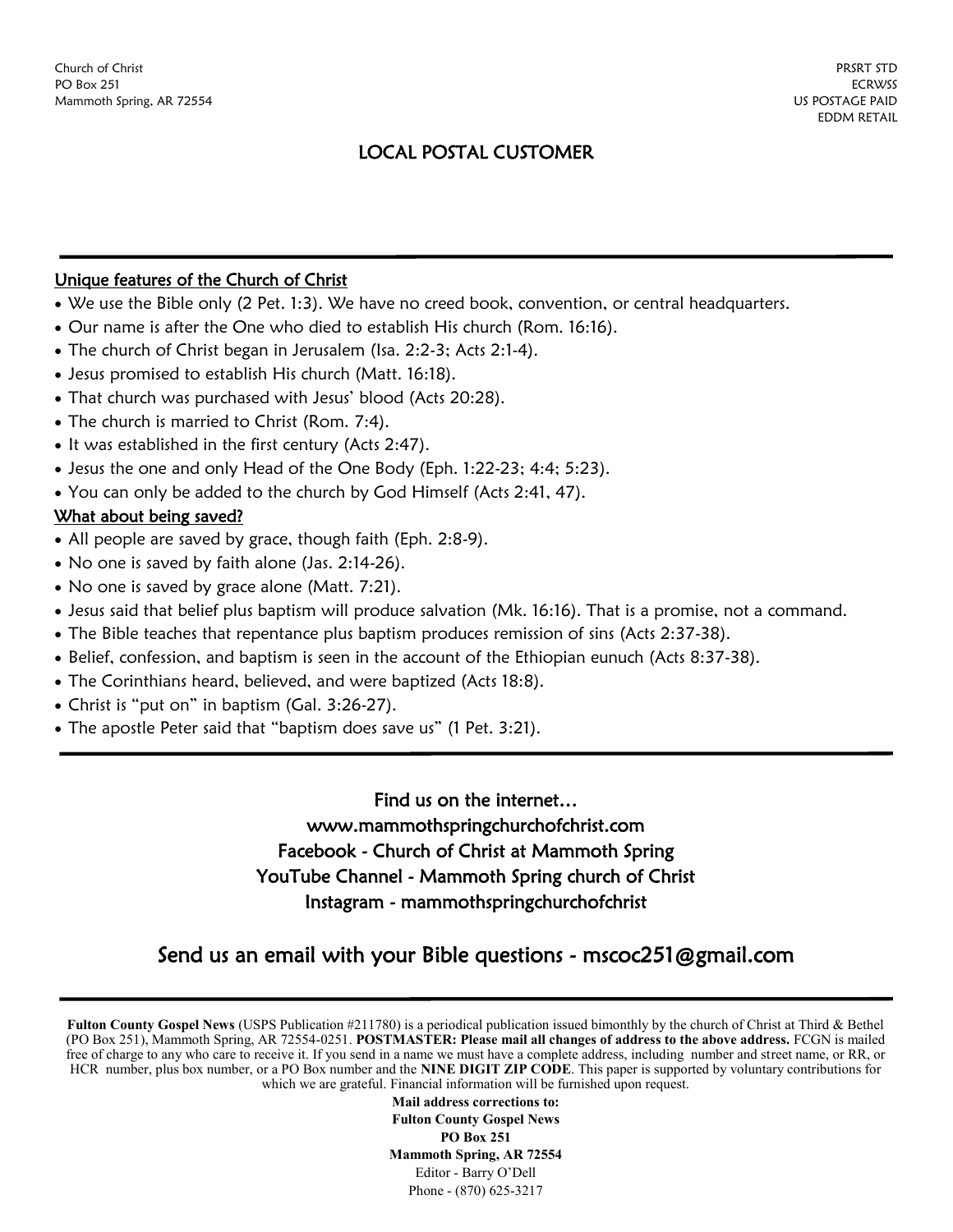Church of Christ
PO Box 251
Mammoth Spring, AR 72554

PRSRT STD
ECRWSS
US POSTAGE PAID
EDDM RETAIL

LOCAL POSTAL CUSTOMER

---

## Unique features of the Church of Christ

- We use the Bible only (2 Pet. 1:3). We have no creed book, convention, or central headquarters.
- Our name is after the One who died to establish His church (Rom. 16:16).
- The church of Christ began in Jerusalem (Isa. 2:2-3; Acts 2:1-4).
- Jesus promised to establish His church (Matt. 16:18).
- That church was purchased with Jesus' blood (Acts 20:28).
- The church is married to Christ (Rom. 7:4).
- It was established in the first century (Acts 2:47).
- Jesus the one and only Head of the One Body (Eph. 1:22-23; 4:4; 5:23).
- You can only be added to the church by God Himself (Acts 2:41, 47).

## What about being saved?

- All people are saved by grace, though faith (Eph. 2:8-9).
- No one is saved by faith alone (Jas. 2:14-26).
- No one is saved by grace alone (Matt. 7:21).
- Jesus said that belief plus baptism will produce salvation (Mk. 16:16). That is a promise, not a command.
- The Bible teaches that repentance plus baptism produces remission of sins (Acts 2:37-38).
- Belief, confession, and baptism is seen in the account of the Ethiopian eunuch (Acts 8:37-38).
- The Corinthians heard, believed, and were baptized (Acts 18:8).
- Christ is "put on" in baptism (Gal. 3:26-27).
- The apostle Peter said that "baptism does save us" (1 Pet. 3:21).

---

Find us on the internet…
www.mammothspringchurchofchrist.com
Facebook - Church of Christ at Mammoth Spring
YouTube Channel - Mammoth Spring church of Christ
Instagram - mammothspringchurchofchrist

Send us an email with your Bible questions - mscoc251@gmail.com

---

**Fulton County Gospel News** (USPS Publication #211780) is a periodical publication issued bimonthly by the church of Christ at Third & Bethel (PO Box 251), Mammoth Spring, AR 72554-0251. **POSTMASTER: Please mail all changes of address to the above address.** FCGN is mailed free of charge to any who care to receive it. If you send in a name we must have a complete address, including number and street name, or RR, or HCR number, plus box number, or a PO Box number and the **NINE DIGIT ZIP CODE**. This paper is supported by voluntary contributions for which we are grateful. Financial information will be furnished upon request.

**Mail address corrections to:**
**Fulton County Gospel News**
**PO Box 251**
**Mammoth Spring, AR 72554**
Editor - Barry O'Dell
Phone - (870) 625-3217